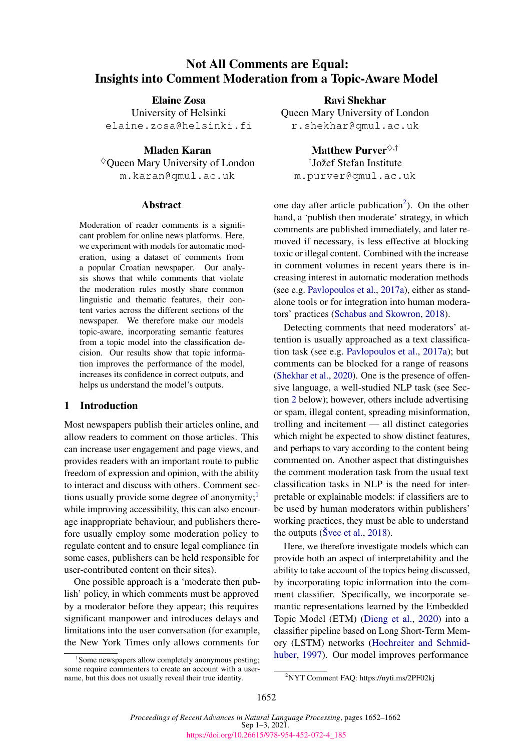# Not All Comments are Equal: Insights into Comment Moderation from a Topic-Aware Model

**Elaine Zosa**
University of Helsinki
elaine.zosa@helsinki.fi

**Ravi Shekhar**
Queen Mary University of London
r.shekhar@qmul.ac.uk

**Mladen Karan**
[◊]Queen Mary University of London
m.karan@qmul.ac.uk

**Matthew Purver**[◊,†]
[†]Jožef Stefan Institute
m.purver@qmul.ac.uk

## Abstract

Moderation of reader comments is a significant problem for online news platforms. Here, we experiment with models for automatic moderation, using a dataset of comments from a popular Croatian newspaper. Our analysis shows that while comments that violate the moderation rules mostly share common linguistic and thematic features, their content varies across the different sections of the newspaper. We therefore make our models topic-aware, incorporating semantic features from a topic model into the classification decision. Our results show that topic information improves the performance of the model, increases its confidence in correct outputs, and helps us understand the model's outputs.

## 1 Introduction

Most newspapers publish their articles online, and allow readers to comment on those articles. This can increase user engagement and page views, and provides readers with an important route to public freedom of expression and opinion, with the ability to interact and discuss with others. Comment sections usually provide some degree of anonymity;[1] while improving accessibility, this can also encourage inappropriate behaviour, and publishers therefore usually employ some moderation policy to regulate content and to ensure legal compliance (in some cases, publishers can be held responsible for user-contributed content on their sites).

One possible approach is a 'moderate then publish' policy, in which comments must be approved by a moderator before they appear; this requires significant manpower and introduces delays and limitations into the user conversation (for example, the New York Times only allows comments for one day after article publication[2]). On the other hand, a 'publish then moderate' strategy, in which comments are published immediately, and later removed if necessary, is less effective at blocking toxic or illegal content. Combined with the increase in comment volumes in recent years there is increasing interest in automatic moderation methods (see e.g. Pavlopoulos et al., 2017a), either as stand-alone tools or for integration into human moderators' practices (Schabus and Skowron, 2018).

Detecting comments that need moderators' attention is usually approached as a text classification task (see e.g. Pavlopoulos et al., 2017a); but comments can be blocked for a range of reasons (Shekhar et al., 2020). One is the presence of offensive language, a well-studied NLP task (see Section 2 below); however, others include advertising or spam, illegal content, spreading misinformation, trolling and incitement — all distinct categories which might be expected to show distinct features, and perhaps to vary according to the content being commented on. Another aspect that distinguishes the comment moderation task from the usual text classification tasks in NLP is the need for interpretable or explainable models: if classifiers are to be used by human moderators within publishers' working practices, they must be able to understand the outputs (Švec et al., 2018).

Here, we therefore investigate models which can provide both an aspect of interpretability and the ability to take account of the topics being discussed, by incorporating topic information into the comment classifier. Specifically, we incorporate semantic representations learned by the Embedded Topic Model (ETM) (Dieng et al., 2020) into a classifier pipeline based on Long Short-Term Memory (LSTM) networks (Hochreiter and Schmidhuber, 1997). Our model improves performance

[1] Some newspapers allow completely anonymous posting; some require commenters to create an account with a username, but this does not usually reveal their true identity.

[2] NYT Comment FAQ: https://nyti.ms/2PF02kj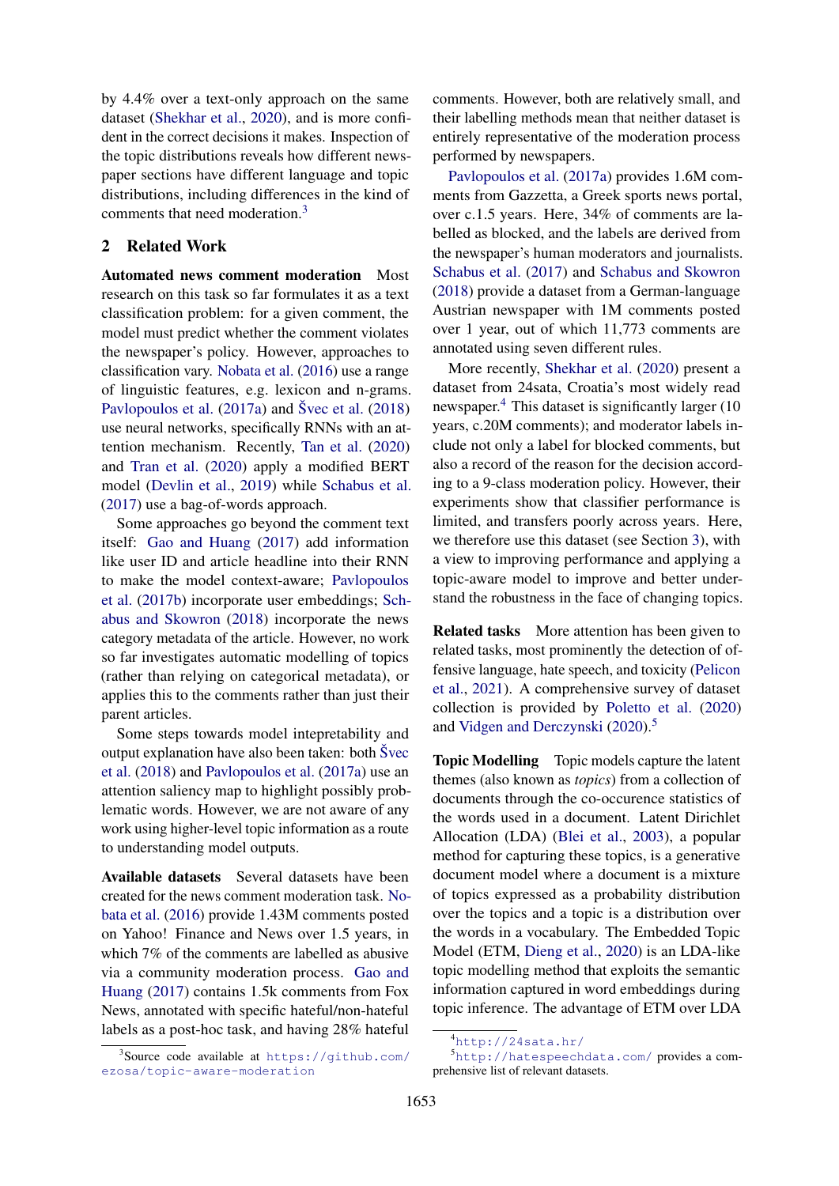by 4.4% over a text-only approach on the same dataset (Shekhar et al., 2020), and is more confident in the correct decisions it makes. Inspection of the topic distributions reveals how different newspaper sections have different language and topic distributions, including differences in the kind of comments that need moderation.[3]

## 2 Related Work

**Automated news comment moderation** Most research on this task so far formulates it as a text classification problem: for a given comment, the model must predict whether the comment violates the newspaper's policy. However, approaches to classification vary. Nobata et al. (2016) use a range of linguistic features, e.g. lexicon and n-grams. Pavlopoulos et al. (2017a) and Švec et al. (2018) use neural networks, specifically RNNs with an attention mechanism. Recently, Tan et al. (2020) and Tran et al. (2020) apply a modified BERT model (Devlin et al., 2019) while Schabus et al. (2017) use a bag-of-words approach.

Some approaches go beyond the comment text itself: Gao and Huang (2017) add information like user ID and article headline into their RNN to make the model context-aware; Pavlopoulos et al. (2017b) incorporate user embeddings; Schabus and Skowron (2018) incorporate the news category metadata of the article. However, no work so far investigates automatic modelling of topics (rather than relying on categorical metadata), or applies this to the comments rather than just their parent articles.

Some steps towards model intepretability and output explanation have also been taken: both Švec et al. (2018) and Pavlopoulos et al. (2017a) use an attention saliency map to highlight possibly problematic words. However, we are not aware of any work using higher-level topic information as a route to understanding model outputs.

**Available datasets** Several datasets have been created for the news comment moderation task. Nobata et al. (2016) provide 1.43M comments posted on Yahoo! Finance and News over 1.5 years, in which 7% of the comments are labelled as abusive via a community moderation process. Gao and Huang (2017) contains 1.5k comments from Fox News, annotated with specific hateful/non-hateful labels as a post-hoc task, and having 28% hateful comments. However, both are relatively small, and their labelling methods mean that neither dataset is entirely representative of the moderation process performed by newspapers.

Pavlopoulos et al. (2017a) provides 1.6M comments from Gazzetta, a Greek sports news portal, over c.1.5 years. Here, 34% of comments are labelled as blocked, and the labels are derived from the newspaper's human moderators and journalists. Schabus et al. (2017) and Schabus and Skowron (2018) provide a dataset from a German-language Austrian newspaper with 1M comments posted over 1 year, out of which 11,773 comments are annotated using seven different rules.

More recently, Shekhar et al. (2020) present a dataset from 24sata, Croatia's most widely read newspaper.[4] This dataset is significantly larger (10 years, c.20M comments); and moderator labels include not only a label for blocked comments, but also a record of the reason for the decision according to a 9-class moderation policy. However, their experiments show that classifier performance is limited, and transfers poorly across years. Here, we therefore use this dataset (see Section 3), with a view to improving performance and applying a topic-aware model to improve and better understand the robustness in the face of changing topics.

**Related tasks** More attention has been given to related tasks, most prominently the detection of offensive language, hate speech, and toxicity (Pelicon et al., 2021). A comprehensive survey of dataset collection is provided by Poletto et al. (2020) and Vidgen and Derczynski (2020).[5]

**Topic Modelling** Topic models capture the latent themes (also known as *topics*) from a collection of documents through the co-occurence statistics of the words used in a document. Latent Dirichlet Allocation (LDA) (Blei et al., 2003), a popular method for capturing these topics, is a generative document model where a document is a mixture of topics expressed as a probability distribution over the topics and a topic is a distribution over the words in a vocabulary. The Embedded Topic Model (ETM, Dieng et al., 2020) is an LDA-like topic modelling method that exploits the semantic information captured in word embeddings during topic inference. The advantage of ETM over LDA

[3] Source code available at https://github.com/ezosa/topic-aware-moderation

[4] http://24sata.hr/

[5] http://hatespeechdata.com/ provides a comprehensive list of relevant datasets.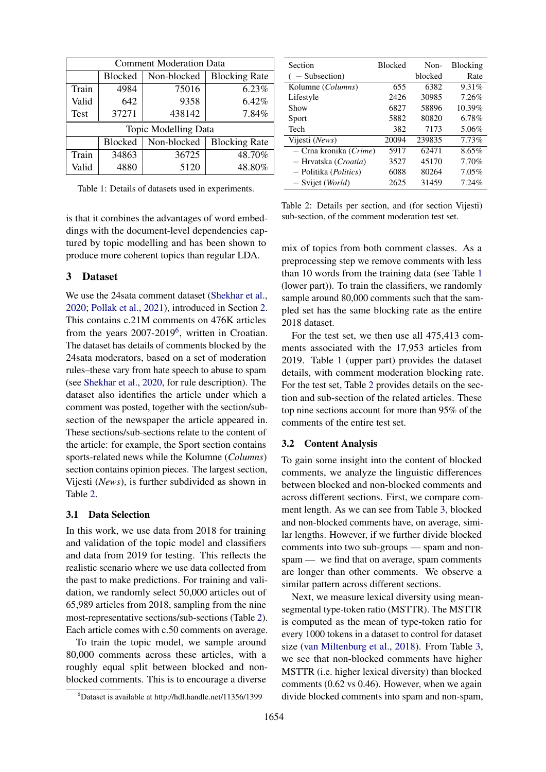| Comment Moderation Data | | | |
|---|---|---|---|
| | Blocked | Non-blocked | Blocking Rate |
| Train | 4984 | 75016 | 6.23% |
| Valid | 642 | 9358 | 6.42% |
| Test | 37271 | 438142 | 7.84% |
| **Topic Modelling Data** | | | |
| | Blocked | Non-blocked | Blocking Rate |
| Train | 34863 | 36725 | 48.70% |
| Valid | 4880 | 5120 | 48.80% |

Table 1: Details of datasets used in experiments.

| Section ( – Subsection) | Blocked | Non-blocked | Blocking Rate |
|---|---|---|---|
| Kolumne (*Columns*) | 655 | 6382 | 9.31% |
| Lifestyle | 2426 | 30985 | 7.26% |
| Show | 6827 | 58896 | 10.39% |
| Sport | 5882 | 80820 | 6.78% |
| Tech | 382 | 7173 | 5.06% |
| Vijesti (*News*) | 20094 | 239835 | 7.73% |
| – Crna kronika (*Crime*) | 5917 | 62471 | 8.65% |
| – Hrvatska (*Croatia*) | 3527 | 45170 | 7.70% |
| – Politika (*Politics*) | 6088 | 80264 | 7.05% |
| – Svijet (*World*) | 2625 | 31459 | 7.24% |

Table 2: Details per section, and (for section Vijesti) sub-section, of the comment moderation test set.

is that it combines the advantages of word embeddings with the document-level dependencies captured by topic modelling and has been shown to produce more coherent topics than regular LDA.

## 3 Dataset

We use the 24sata comment dataset (Shekhar et al., 2020; Pollak et al., 2021), introduced in Section 2. This contains c.21M comments on 476K articles from the years 2007-2019[6], written in Croatian. The dataset has details of comments blocked by the 24sata moderators, based on a set of moderation rules–these vary from hate speech to abuse to spam (see Shekhar et al., 2020, for rule description). The dataset also identifies the article under which a comment was posted, together with the section/subsection of the newspaper the article appeared in. These sections/sub-sections relate to the content of the article: for example, the Sport section contains sports-related news while the Kolumne (*Columns*) section contains opinion pieces. The largest section, Vijesti (*News*), is further subdivided as shown in Table 2.

### 3.1 Data Selection

In this work, we use data from 2018 for training and validation of the topic model and classifiers and data from 2019 for testing. This reflects the realistic scenario where we use data collected from the past to make predictions. For training and validation, we randomly select 50,000 articles out of 65,989 articles from 2018, sampling from the nine most-representative sections/sub-sections (Table 2). Each article comes with c.50 comments on average.

To train the topic model, we sample around 80,000 comments across these articles, with a roughly equal split between blocked and non-blocked comments. This is to encourage a diverse mix of topics from both comment classes. As a preprocessing step we remove comments with less than 10 words from the training data (see Table 1 (lower part)). To train the classifiers, we randomly sample around 80,000 comments such that the sampled set has the same blocking rate as the entire 2018 dataset.

For the test set, we then use all 475,413 comments associated with the 17,953 articles from 2019. Table 1 (upper part) provides the dataset details, with comment moderation blocking rate. For the test set, Table 2 provides details on the section and sub-section of the related articles. These top nine sections account for more than 95% of the comments of the entire test set.

### 3.2 Content Analysis

To gain some insight into the content of blocked comments, we analyze the linguistic differences between blocked and non-blocked comments and across different sections. First, we compare comment length. As we can see from Table 3, blocked and non-blocked comments have, on average, similar lengths. However, if we further divide blocked comments into two sub-groups — spam and non-spam — we find that on average, spam comments are longer than other comments. We observe a similar pattern across different sections.

Next, we measure lexical diversity using mean-segmental type-token ratio (MSTTR). The MSTTR is computed as the mean of type-token ratio for every 1000 tokens in a dataset to control for dataset size (van Miltenburg et al., 2018). From Table 3, we see that non-blocked comments have higher MSTTR (i.e. higher lexical diversity) than blocked comments (0.62 vs 0.46). However, when we again divide blocked comments into spam and non-spam,

[6] Dataset is available at http://hdl.handle.net/11356/1399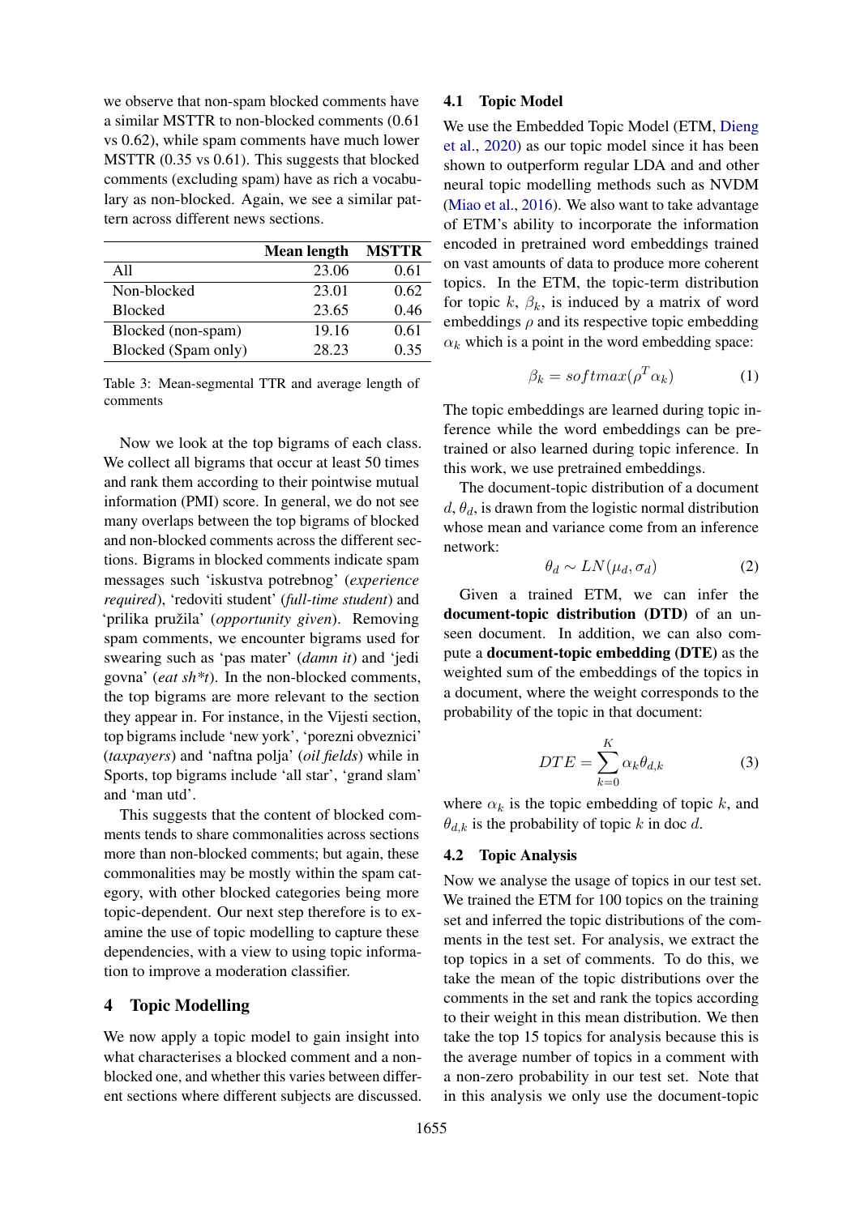we observe that non-spam blocked comments have a similar MSTTR to non-blocked comments (0.61 vs 0.62), while spam comments have much lower MSTTR (0.35 vs 0.61). This suggests that blocked comments (excluding spam) have as rich a vocabulary as non-blocked. Again, we see a similar pattern across different news sections.

| | **Mean length** | **MSTTR** |
|---|---|---|
| All | 23.06 | 0.61 |
| Non-blocked | 23.01 | 0.62 |
| Blocked | 23.65 | 0.46 |
| Blocked (non-spam) | 19.16 | 0.61 |
| Blocked (Spam only) | 28.23 | 0.35 |

Table 3: Mean-segmental TTR and average length of comments

Now we look at the top bigrams of each class. We collect all bigrams that occur at least 50 times and rank them according to their pointwise mutual information (PMI) score. In general, we do not see many overlaps between the top bigrams of blocked and non-blocked comments across the different sections. Bigrams in blocked comments indicate spam messages such 'iskustva potrebnog' (*experience required*), 'redoviti student' (*full-time student*) and 'prilika pružila' (*opportunity given*). Removing spam comments, we encounter bigrams used for swearing such as 'pas mater' (*damn it*) and 'jedi govna' (*eat sh*t*). In the non-blocked comments, the top bigrams are more relevant to the section they appear in. For instance, in the Vijesti section, top bigrams include 'new york', 'porezni obveznici' (*taxpayers*) and 'naftna polja' (*oil fields*) while in Sports, top bigrams include 'all star', 'grand slam' and 'man utd'.

This suggests that the content of blocked comments tends to share commonalities across sections more than non-blocked comments; but again, these commonalities may be mostly within the spam category, with other blocked categories being more topic-dependent. Our next step therefore is to examine the use of topic modelling to capture these dependencies, with a view to using topic information to improve a moderation classifier.

# 4 Topic Modelling

We now apply a topic model to gain insight into what characterises a blocked comment and a non-blocked one, and whether this varies between different sections where different subjects are discussed.

## 4.1 Topic Model

We use the Embedded Topic Model (ETM, Dieng et al., 2020) as our topic model since it has been shown to outperform regular LDA and other neural topic modelling methods such as NVDM (Miao et al., 2016). We also want to take advantage of ETM's ability to incorporate the information encoded in pretrained word embeddings trained on vast amounts of data to produce more coherent topics. In the ETM, the topic-term distribution for topic $k$, $\beta_k$, is induced by a matrix of word embeddings $\rho$ and its respective topic embedding $\alpha_k$ which is a point in the word embedding space:

$$\beta_k = softmax(\rho^T \alpha_k) \quad (1)$$

The topic embeddings are learned during topic inference while the word embeddings can be pretrained or also learned during topic inference. In this work, we use pretrained embeddings.

The document-topic distribution of a document $d$, $\theta_d$, is drawn from the logistic normal distribution whose mean and variance come from an inference network:

$$\theta_d \sim LN(\mu_d, \sigma_d) \quad (2)$$

Given a trained ETM, we can infer the **document-topic distribution (DTD)** of an unseen document. In addition, we can also compute a **document-topic embedding (DTE)** as the weighted sum of the embeddings of the topics in a document, where the weight corresponds to the probability of the topic in that document:

$$DTE = \sum_{k=0}^{K} \alpha_k \theta_{d,k} \quad (3)$$

where $\alpha_k$ is the topic embedding of topic $k$, and $\theta_{d,k}$ is the probability of topic $k$ in doc $d$.

## 4.2 Topic Analysis

Now we analyse the usage of topics in our test set. We trained the ETM for 100 topics on the training set and inferred the topic distributions of the comments in the test set. For analysis, we extract the top topics in a set of comments. To do this, we take the mean of the topic distributions over the comments in the set and rank the topics according to their weight in this mean distribution. We then take the top 15 topics for analysis because this is the average number of topics in a comment with a non-zero probability in our test set. Note that in this analysis we only use the document-topic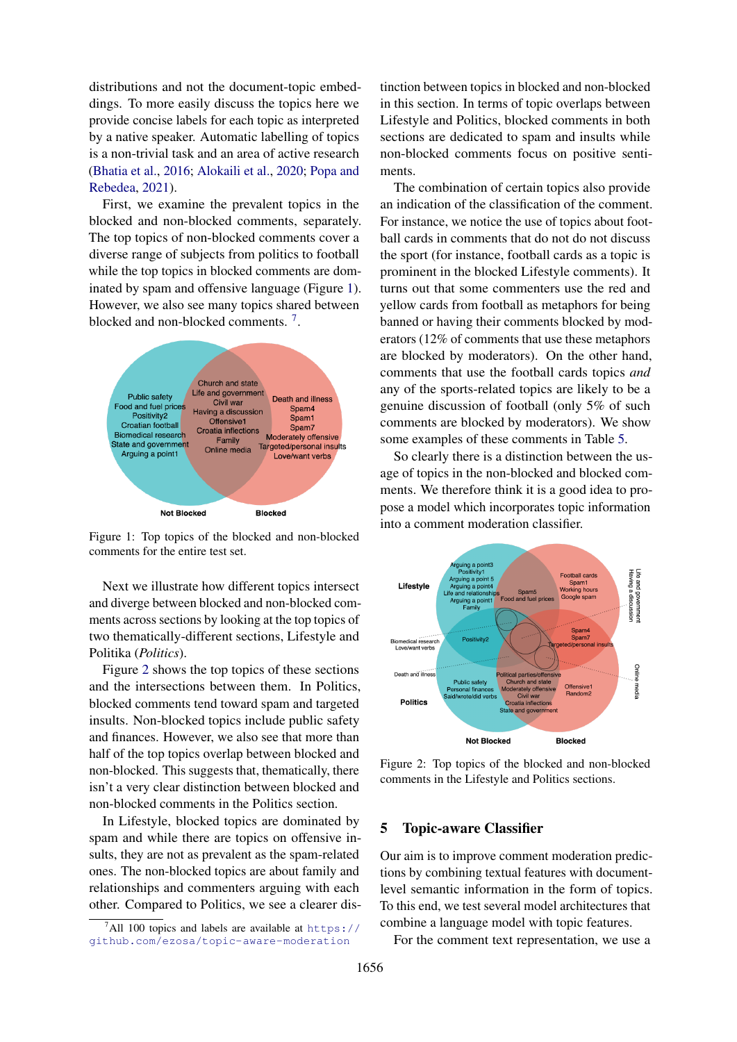distributions and not the document-topic embeddings. To more easily discuss the topics here we provide concise labels for each topic as interpreted by a native speaker. Automatic labelling of topics is a non-trivial task and an area of active research (Bhatia et al., 2016; Alokaili et al., 2020; Popa and Rebedea, 2021).

First, we examine the prevalent topics in the blocked and non-blocked comments, separately. The top topics of non-blocked comments cover a diverse range of subjects from politics to football while the top topics in blocked comments are dominated by spam and offensive language (Figure 1). However, we also see many topics shared between blocked and non-blocked comments. [7].

Figure 1: Top topics of the blocked and non-blocked comments for the entire test set.

Next we illustrate how different topics intersect and diverge between blocked and non-blocked comments across sections by looking at the top topics of two thematically-different sections, Lifestyle and Politika (*Politics*).

Figure 2 shows the top topics of these sections and the intersections between them. In Politics, blocked comments tend toward spam and targeted insults. Non-blocked topics include public safety and finances. However, we also see that more than half of the top topics overlap between blocked and non-blocked. This suggests that, thematically, there isn't a very clear distinction between blocked and non-blocked comments in the Politics section.

In Lifestyle, blocked topics are dominated by spam and while there are topics on offensive insults, they are not as prevalent as the spam-related ones. The non-blocked topics are about family and relationships and commenters arguing with each other. Compared to Politics, we see a clearer distinction between topics in blocked and non-blocked in this section. In terms of topic overlaps between Lifestyle and Politics, blocked comments in both sections are dedicated to spam and insults while non-blocked comments focus on positive sentiments.

The combination of certain topics also provide an indication of the classification of the comment. For instance, we notice the use of topics about football cards in comments that do not do not discuss the sport (for instance, football cards as a topic is prominent in the blocked Lifestyle comments). It turns out that some commenters use the red and yellow cards from football as metaphors for being banned or having their comments blocked by moderators (12% of comments that use these metaphors are blocked by moderators). On the other hand, comments that use the football cards topics *and* any of the sports-related topics are likely to be a genuine discussion of football (only 5% of such comments are blocked by moderators). We show some examples of these comments in Table 5.

So clearly there is a distinction between the usage of topics in the non-blocked and blocked comments. We therefore think it is a good idea to propose a model which incorporates topic information into a comment moderation classifier.

Figure 2: Top topics of the blocked and non-blocked comments in the Lifestyle and Politics sections.

## 5 Topic-aware Classifier

Our aim is to improve comment moderation predictions by combining textual features with document-level semantic information in the form of topics. To this end, we test several model architectures that combine a language model with topic features.

For the comment text representation, we use a

[7] All 100 topics and labels are available at https://github.com/ezosa/topic-aware-moderation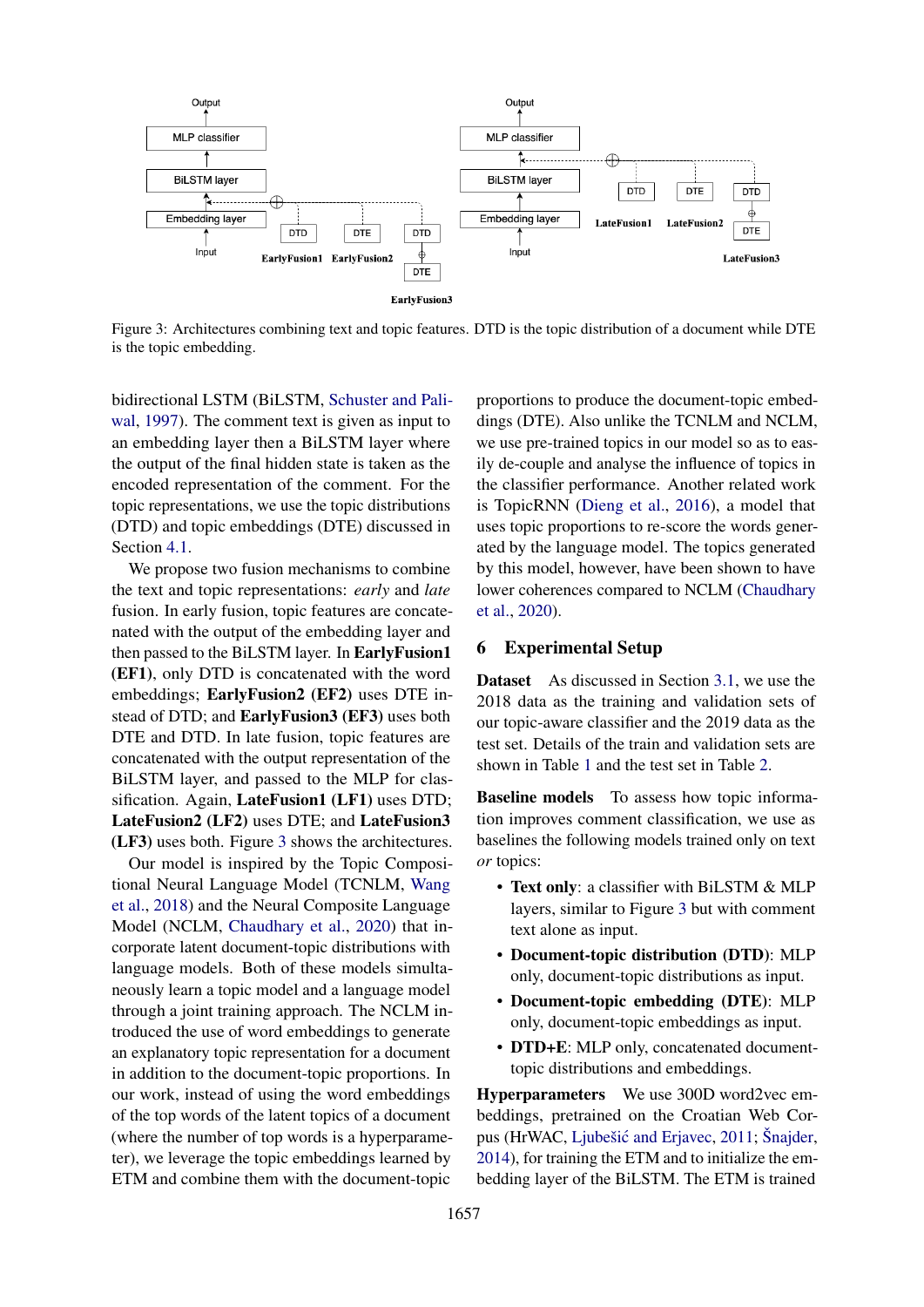Figure 3: Architectures combining text and topic features. DTD is the topic distribution of a document while DTE is the topic embedding.

bidirectional LSTM (BiLSTM, Schuster and Paliwal, 1997). The comment text is given as input to an embedding layer then a BiLSTM layer where the output of the final hidden state is taken as the encoded representation of the comment. For the topic representations, we use the topic distributions (DTD) and topic embeddings (DTE) discussed in Section 4.1.

We propose two fusion mechanisms to combine the text and topic representations: *early* and *late* fusion. In early fusion, topic features are concatenated with the output of the embedding layer and then passed to the BiLSTM layer. In **EarlyFusion1 (EF1)**, only DTD is concatenated with the word embeddings; **EarlyFusion2 (EF2)** uses DTE instead of DTD; and **EarlyFusion3 (EF3)** uses both DTE and DTD. In late fusion, topic features are concatenated with the output representation of the BiLSTM layer, and passed to the MLP for classification. Again, **LateFusion1 (LF1)** uses DTD; **LateFusion2 (LF2)** uses DTE; and **LateFusion3 (LF3)** uses both. Figure 3 shows the architectures.

Our model is inspired by the Topic Compositional Neural Language Model (TCNLM, Wang et al., 2018) and the Neural Composite Language Model (NCLM, Chaudhary et al., 2020) that incorporate latent document-topic distributions with language models. Both of these models simultaneously learn a topic model and a language model through a joint training approach. The NCLM introduced the use of word embeddings to generate an explanatory topic representation for a document in addition to the document-topic proportions. In our work, instead of using the word embeddings of the top words of the latent topics of a document (where the number of top words is a hyperparameter), we leverage the topic embeddings learned by ETM and combine them with the document-topic proportions to produce the document-topic embeddings (DTE). Also unlike the TCNLM and NCLM, we use pre-trained topics in our model so as to easily de-couple and analyse the influence of topics in the classifier performance. Another related work is TopicRNN (Dieng et al., 2016), a model that uses topic proportions to re-score the words generated by the language model. The topics generated by this model, however, have been shown to have lower coherences compared to NCLM (Chaudhary et al., 2020).

## 6 Experimental Setup

**Dataset** As discussed in Section 3.1, we use the 2018 data as the training and validation sets of our topic-aware classifier and the 2019 data as the test set. Details of the train and validation sets are shown in Table 1 and the test set in Table 2.

**Baseline models** To assess how topic information improves comment classification, we use as baselines the following models trained only on text *or* topics:

- **Text only**: a classifier with BiLSTM & MLP layers, similar to Figure 3 but with comment text alone as input.
- **Document-topic distribution (DTD)**: MLP only, document-topic distributions as input.
- **Document-topic embedding (DTE)**: MLP only, document-topic embeddings as input.
- **DTD+E**: MLP only, concatenated document-topic distributions and embeddings.

**Hyperparameters** We use 300D word2vec embeddings, pretrained on the Croatian Web Corpus (HrWAC, Ljubešić and Erjavec, 2011; Šnajder, 2014), for training the ETM and to initialize the embedding layer of the BiLSTM. The ETM is trained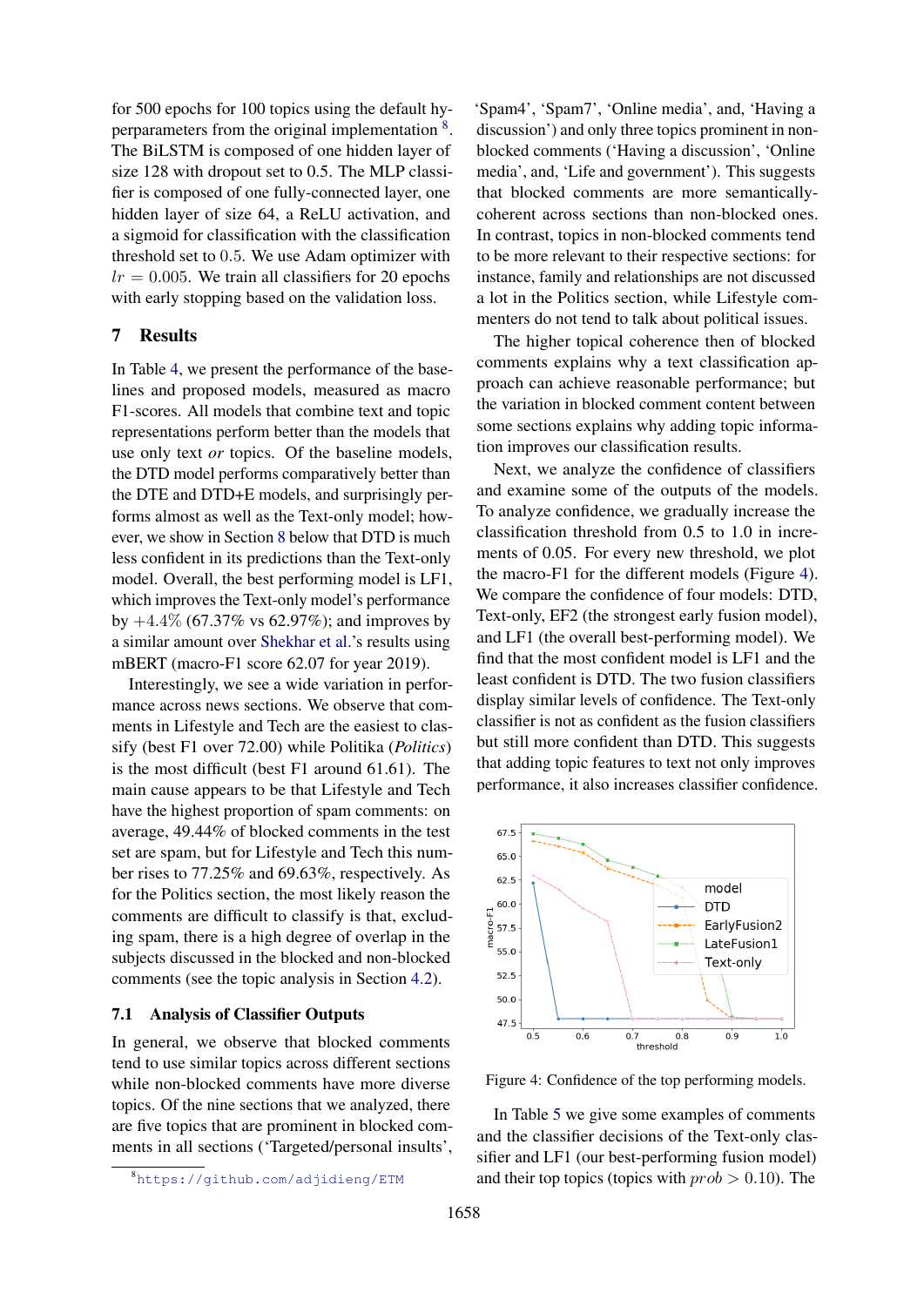for 500 epochs for 100 topics using the default hyperparameters from the original implementation [8]. The BiLSTM is composed of one hidden layer of size 128 with dropout set to 0.5. The MLP classifier is composed of one fully-connected layer, one hidden layer of size 64, a ReLU activation, and a sigmoid for classification with the classification threshold set to $0.5$. We use Adam optimizer with $lr = 0.005$. We train all classifiers for 20 epochs with early stopping based on the validation loss.

## 7 Results

In Table 4, we present the performance of the baselines and proposed models, measured as macro F1-scores. All models that combine text and topic representations perform better than the models that use only text *or* topics. Of the baseline models, the DTD model performs comparatively better than the DTE and DTD+E models, and surprisingly performs almost as well as the Text-only model; however, we show in Section 8 below that DTD is much less confident in its predictions than the Text-only model. Overall, the best performing model is LF1, which improves the Text-only model's performance by $+4.4\%$ (67.37% vs 62.97%); and improves by a similar amount over Shekhar et al.'s results using mBERT (macro-F1 score 62.07 for year 2019).

Interestingly, we see a wide variation in performance across news sections. We observe that comments in Lifestyle and Tech are the easiest to classify (best F1 over 72.00) while Politika (*Politics*) is the most difficult (best F1 around 61.61). The main cause appears to be that Lifestyle and Tech have the highest proportion of spam comments: on average, 49.44% of blocked comments in the test set are spam, but for Lifestyle and Tech this number rises to 77.25% and 69.63%, respectively. As for the Politics section, the most likely reason the comments are difficult to classify is that, excluding spam, there is a high degree of overlap in the subjects discussed in the blocked and non-blocked comments (see the topic analysis in Section 4.2).

### 7.1 Analysis of Classifier Outputs

In general, we observe that blocked comments tend to use similar topics across different sections while non-blocked comments have more diverse topics. Of the nine sections that we analyzed, there are five topics that are prominent in blocked comments in all sections ('Targeted/personal insults', 'Spam4', 'Spam7', 'Online media', and, 'Having a discussion') and only three topics prominent in non-blocked comments ('Having a discussion', 'Online media', and, 'Life and government'). This suggests that blocked comments are more semantically-coherent across sections than non-blocked ones. In contrast, topics in non-blocked comments tend to be more relevant to their respective sections: for instance, family and relationships are not discussed a lot in the Politics section, while Lifestyle commenters do not tend to talk about political issues.

The higher topical coherence then of blocked comments explains why a text classification approach can achieve reasonable performance; but the variation in blocked comment content between some sections explains why adding topic information improves our classification results.

Next, we analyze the confidence of classifiers and examine some of the outputs of the models. To analyze confidence, we gradually increase the classification threshold from 0.5 to 1.0 in increments of 0.05. For every new threshold, we plot the macro-F1 for the different models (Figure 4). We compare the confidence of four models: DTD, Text-only, EF2 (the strongest early fusion model), and LF1 (the overall best-performing model). We find that the most confident model is LF1 and the least confident is DTD. The two fusion classifiers display similar levels of confidence. The Text-only classifier is not as confident as the fusion classifiers but still more confident than DTD. This suggests that adding topic features to text not only improves performance, it also increases classifier confidence.

Figure 4: Confidence of the top performing models.

In Table 5 we give some examples of comments and the classifier decisions of the Text-only classifier and LF1 (our best-performing fusion model) and their top topics (topics with $prob > 0.10$). The

[8] https://github.com/adjidieng/ETM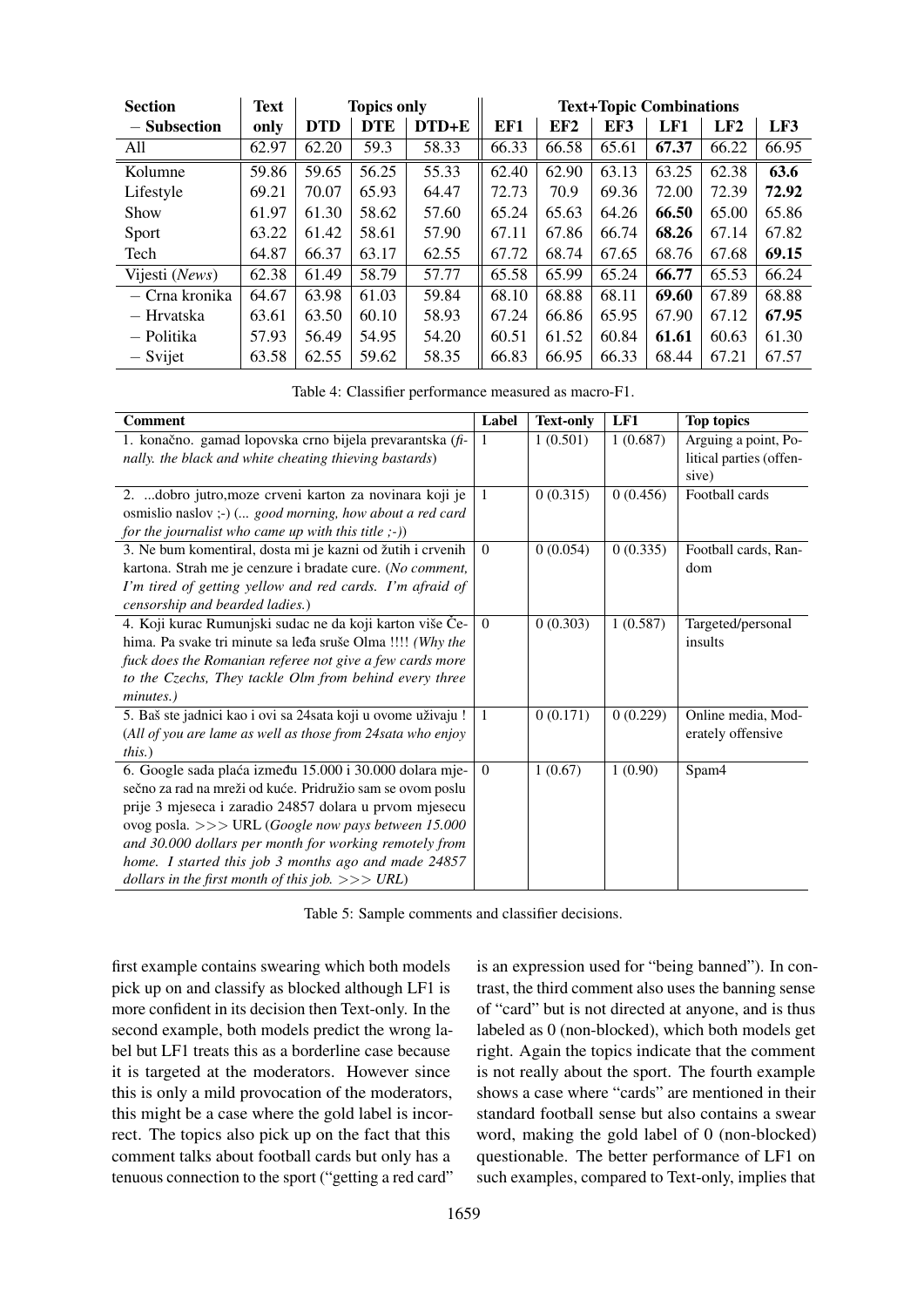| Section | Text | Topics only | | | Text+Topic Combinations | | | | | |
|---|---|---|---|---|---|---|---|---|---|---|
| – Subsection | only | DTD | DTE | DTD+E | EF1 | EF2 | EF3 | LF1 | LF2 | LF3 |
| All | 62.97 | 62.20 | 59.3 | 58.33 | 66.33 | 66.58 | 65.61 | **67.37** | 66.22 | 66.95 |
| Kolumne | 59.86 | 59.65 | 56.25 | 55.33 | 62.40 | 62.90 | 63.13 | 63.25 | 62.38 | **63.6** |
| Lifestyle | 69.21 | 70.07 | 65.93 | 64.47 | 72.73 | 70.9 | 69.36 | 72.00 | 72.39 | **72.92** |
| Show | 61.97 | 61.30 | 58.62 | 57.60 | 65.24 | 65.63 | 64.26 | **66.50** | 65.00 | 65.86 |
| Sport | 63.22 | 61.42 | 58.61 | 57.90 | 67.11 | 67.86 | 66.74 | **68.26** | 67.14 | 67.82 |
| Tech | 64.87 | 66.37 | 63.17 | 62.55 | 67.72 | 68.74 | 67.65 | 68.76 | 67.68 | **69.15** |
| Vijesti (*News*) | 62.38 | 61.49 | 58.79 | 57.77 | 65.58 | 65.99 | 65.24 | **66.77** | 65.53 | 66.24 |
| – Crna kronika | 64.67 | 63.98 | 61.03 | 59.84 | 68.10 | 68.88 | 68.11 | **69.60** | 67.89 | 68.88 |
| – Hrvatska | 63.61 | 63.50 | 60.10 | 58.93 | 67.24 | 66.86 | 65.95 | 67.90 | 67.12 | **67.95** |
| – Politika | 57.93 | 56.49 | 54.95 | 54.20 | 60.51 | 61.52 | 60.84 | **61.61** | 60.63 | 61.30 |
| – Svijet | 63.58 | 62.55 | 59.62 | 58.35 | 66.83 | 66.95 | 66.33 | 68.44 | 67.21 | 67.57 |

Table 4: Classifier performance measured as macro-F1.

| Comment | Label | Text-only | LF1 | Top topics |
|---|---|---|---|---|
| 1. konačno. gamad lopovska crno bijela prevarantska (*finally. the black and white cheating thieving bastards*) | 1 | 1 (0.501) | 1 (0.687) | Arguing a point, Political parties (offensive) |
| 2. ...dobro jutro,moze crveni karton za novinara koji je osmislio naslov ;-) (*... good morning, how about a red card for the journalist who came up with this title ;-)*) | 1 | 0 (0.315) | 0 (0.456) | Football cards |
| 3. Ne bum komentiral, dosta mi je kazni od žutih i crvenih kartona. Strah me je cenzure i bradate cure. (*No comment, I'm tired of getting yellow and red cards. I'm afraid of censorship and bearded ladies.*) | 0 | 0 (0.054) | 0 (0.335) | Football cards, Random |
| 4. Koji kurac Rumunjski sudac ne da koji karton više Čehima. Pa svake tri minute sa leđa sruše Olma !!!! (*Why the fuck does the Romanian referee not give a few cards more to the Czechs, They tackle Olm from behind every three minutes.*) | 0 | 0 (0.303) | 1 (0.587) | Targeted/personal insults |
| 5. Baš ste jadnici kao i ovi sa 24sata koji u ovome uživaju ! (*All of you are lame as well as those from 24sata who enjoy this.*) | 1 | 0 (0.171) | 0 (0.229) | Online media, Moderately offensive |
| 6. Google sada plaća između 15.000 i 30.000 dolara mjesečno za rad na mreži od kuće. Pridružio sam se ovom poslu prije 3 mjeseca i zaradio 24857 dolara u prvom mjesecu ovog posla. >>> URL (*Google now pays between 15.000 and 30.000 dollars per month for working remotely from home. I started this job 3 months ago and made 24857 dollars in the first month of this job. >>> URL*) | 0 | 1 (0.67) | 1 (0.90) | Spam4 |

Table 5: Sample comments and classifier decisions.

first example contains swearing which both models pick up on and classify as blocked although LF1 is more confident in its decision then Text-only. In the second example, both models predict the wrong label but LF1 treats this as a borderline case because it is targeted at the moderators. However since this is only a mild provocation of the moderators, this might be a case where the gold label is incorrect. The topics also pick up on the fact that this comment talks about football cards but only has a tenuous connection to the sport ("getting a red card" is an expression used for "being banned"). In contrast, the third comment also uses the banning sense of "card" but is not directed at anyone, and is thus labeled as 0 (non-blocked), which both models get right. Again the topics indicate that the comment is not really about the sport. The fourth example shows a case where "cards" are mentioned in their standard football sense but also contains a swear word, making the gold label of 0 (non-blocked) questionable. The better performance of LF1 on such examples, compared to Text-only, implies that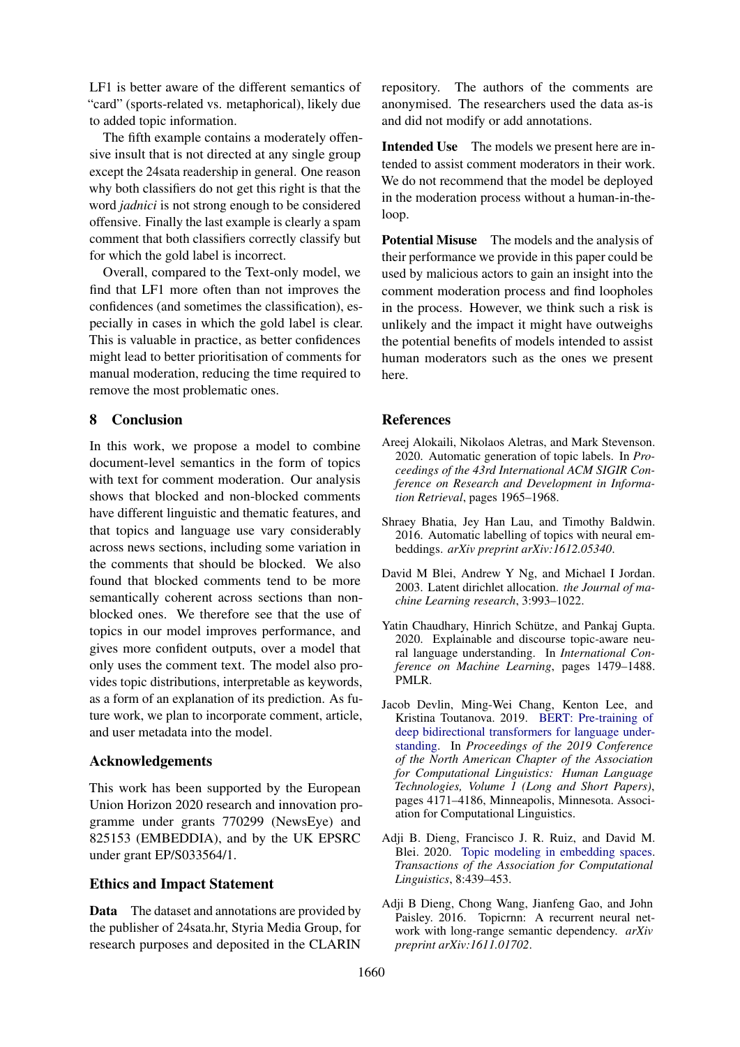LF1 is better aware of the different semantics of "card" (sports-related vs. metaphorical), likely due to added topic information.

The fifth example contains a moderately offensive insult that is not directed at any single group except the 24sata readership in general. One reason why both classifiers do not get this right is that the word *jadnici* is not strong enough to be considered offensive. Finally the last example is clearly a spam comment that both classifiers correctly classify but for which the gold label is incorrect.

Overall, compared to the Text-only model, we find that LF1 more often than not improves the confidences (and sometimes the classification), especially in cases in which the gold label is clear. This is valuable in practice, as better confidences might lead to better prioritisation of comments for manual moderation, reducing the time required to remove the most problematic ones.

## 8 Conclusion

In this work, we propose a model to combine document-level semantics in the form of topics with text for comment moderation. Our analysis shows that blocked and non-blocked comments have different linguistic and thematic features, and that topics and language use vary considerably across news sections, including some variation in the comments that should be blocked. We also found that blocked comments tend to be more semantically coherent across sections than non-blocked ones. We therefore see that the use of topics in our model improves performance, and gives more confident outputs, over a model that only uses the comment text. The model also provides topic distributions, interpretable as keywords, as a form of an explanation of its prediction. As future work, we plan to incorporate comment, article, and user metadata into the model.

## Acknowledgements

This work has been supported by the European Union Horizon 2020 research and innovation programme under grants 770299 (NewsEye) and 825153 (EMBEDDIA), and by the UK EPSRC under grant EP/S033564/1.

## Ethics and Impact Statement

**Data** The dataset and annotations are provided by the publisher of 24sata.hr, Styria Media Group, for research purposes and deposited in the CLARIN repository. The authors of the comments are anonymised. The researchers used the data as-is and did not modify or add annotations.

**Intended Use** The models we present here are intended to assist comment moderators in their work. We do not recommend that the model be deployed in the moderation process without a human-in-the-loop.

**Potential Misuse** The models and the analysis of their performance we provide in this paper could be used by malicious actors to gain an insight into the comment moderation process and find loopholes in the process. However, we think such a risk is unlikely and the impact it might have outweighs the potential benefits of models intended to assist human moderators such as the ones we present here.

## References

Areej Alokaili, Nikolaos Aletras, and Mark Stevenson. 2020. Automatic generation of topic labels. In *Proceedings of the 43rd International ACM SIGIR Conference on Research and Development in Information Retrieval*, pages 1965–1968.

Shraey Bhatia, Jey Han Lau, and Timothy Baldwin. 2016. Automatic labelling of topics with neural embeddings. *arXiv preprint arXiv:1612.05340*.

David M Blei, Andrew Y Ng, and Michael I Jordan. 2003. Latent dirichlet allocation. *the Journal of machine Learning research*, 3:993–1022.

Yatin Chaudhary, Hinrich Schütze, and Pankaj Gupta. 2020. Explainable and discourse topic-aware neural language understanding. In *International Conference on Machine Learning*, pages 1479–1488. PMLR.

Jacob Devlin, Ming-Wei Chang, Kenton Lee, and Kristina Toutanova. 2019. BERT: Pre-training of deep bidirectional transformers for language understanding. In *Proceedings of the 2019 Conference of the North American Chapter of the Association for Computational Linguistics: Human Language Technologies, Volume 1 (Long and Short Papers)*, pages 4171–4186, Minneapolis, Minnesota. Association for Computational Linguistics.

Adji B. Dieng, Francisco J. R. Ruiz, and David M. Blei. 2020. Topic modeling in embedding spaces. *Transactions of the Association for Computational Linguistics*, 8:439–453.

Adji B Dieng, Chong Wang, Jianfeng Gao, and John Paisley. 2016. Topicrnn: A recurrent neural network with long-range semantic dependency. *arXiv preprint arXiv:1611.01702*.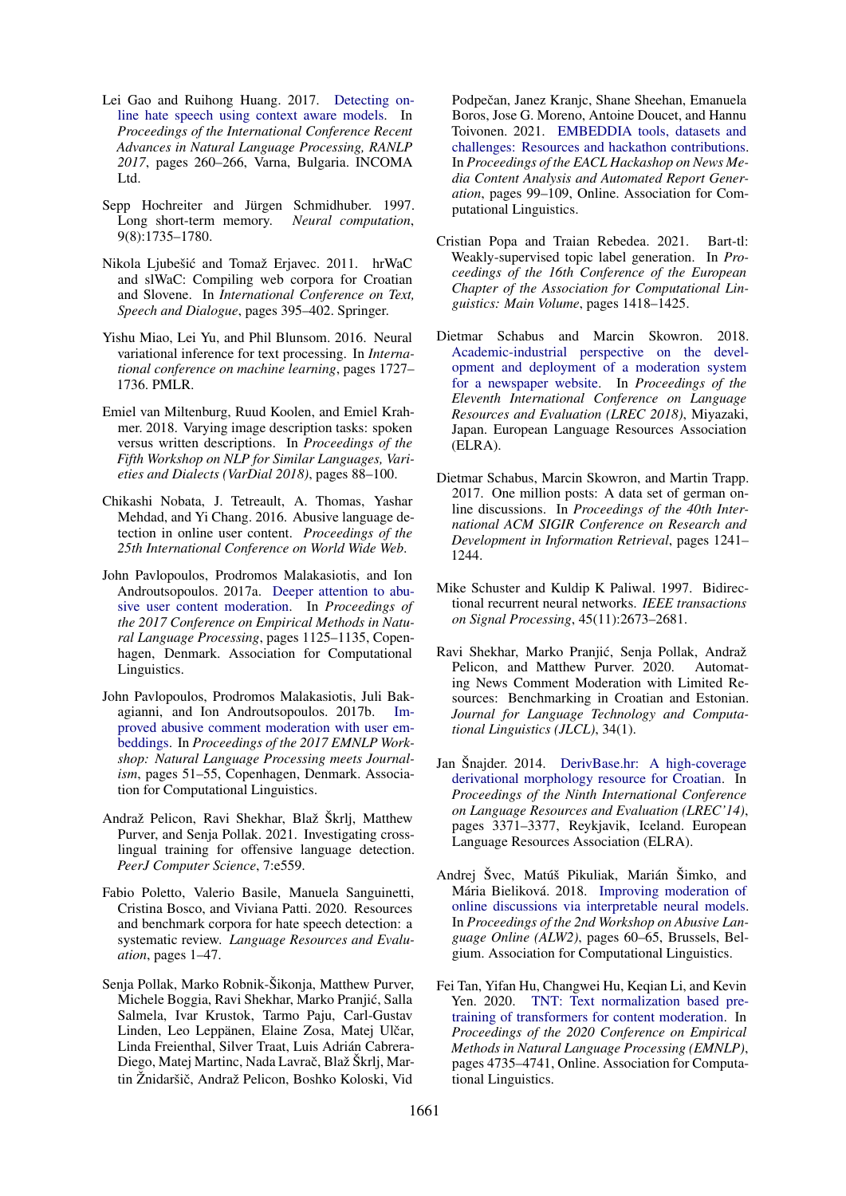Lei Gao and Ruihong Huang. 2017. Detecting online hate speech using context aware models. In *Proceedings of the International Conference Recent Advances in Natural Language Processing, RANLP 2017*, pages 260–266, Varna, Bulgaria. INCOMA Ltd.

Sepp Hochreiter and Jürgen Schmidhuber. 1997. Long short-term memory. *Neural computation*, 9(8):1735–1780.

Nikola Ljubešić and Tomaž Erjavec. 2011. hrWaC and slWaC: Compiling web corpora for Croatian and Slovene. In *International Conference on Text, Speech and Dialogue*, pages 395–402. Springer.

Yishu Miao, Lei Yu, and Phil Blunsom. 2016. Neural variational inference for text processing. In *International conference on machine learning*, pages 1727–1736. PMLR.

Emiel van Miltenburg, Ruud Koolen, and Emiel Krahmer. 2018. Varying image description tasks: spoken versus written descriptions. In *Proceedings of the Fifth Workshop on NLP for Similar Languages, Varieties and Dialects (VarDial 2018)*, pages 88–100.

Chikashi Nobata, J. Tetreault, A. Thomas, Yashar Mehdad, and Yi Chang. 2016. Abusive language detection in online user content. *Proceedings of the 25th International Conference on World Wide Web*.

John Pavlopoulos, Prodromos Malakasiotis, and Ion Androutsopoulos. 2017a. Deeper attention to abusive user content moderation. In *Proceedings of the 2017 Conference on Empirical Methods in Natural Language Processing*, pages 1125–1135, Copenhagen, Denmark. Association for Computational Linguistics.

John Pavlopoulos, Prodromos Malakasiotis, Juli Bakagianni, and Ion Androutsopoulos. 2017b. Improved abusive comment moderation with user embeddings. In *Proceedings of the 2017 EMNLP Workshop: Natural Language Processing meets Journalism*, pages 51–55, Copenhagen, Denmark. Association for Computational Linguistics.

Andraž Pelicon, Ravi Shekhar, Blaž Škrlj, Matthew Purver, and Senja Pollak. 2021. Investigating cross-lingual training for offensive language detection. *PeerJ Computer Science*, 7:e559.

Fabio Poletto, Valerio Basile, Manuela Sanguinetti, Cristina Bosco, and Viviana Patti. 2020. Resources and benchmark corpora for hate speech detection: a systematic review. *Language Resources and Evaluation*, pages 1–47.

Senja Pollak, Marko Robnik-Šikonja, Matthew Purver, Michele Boggia, Ravi Shekhar, Marko Pranjić, Salla Salmela, Ivar Krustok, Tarmo Paju, Carl-Gustav Linden, Leo Leppänen, Elaine Zosa, Matej Ulčar, Linda Freienthal, Silver Traat, Luis Adrián Cabrera-Diego, Matej Martinc, Nada Lavrač, Blaž Škrlj, Martin Žnidaršič, Andraž Pelicon, Boshko Koloski, Vid Podpečan, Janez Kranjc, Shane Sheehan, Emanuela Boros, Jose G. Moreno, Antoine Doucet, and Hannu Toivonen. 2021. EMBEDDIA tools, datasets and challenges: Resources and hackathon contributions. In *Proceedings of the EACL Hackashop on News Media Content Analysis and Automated Report Generation*, pages 99–109, Online. Association for Computational Linguistics.

Cristian Popa and Traian Rebedea. 2021. Bart-tl: Weakly-supervised topic label generation. In *Proceedings of the 16th Conference of the European Chapter of the Association for Computational Linguistics: Main Volume*, pages 1418–1425.

Dietmar Schabus and Marcin Skowron. 2018. Academic-industrial perspective on the development and deployment of a moderation system for a newspaper website. In *Proceedings of the Eleventh International Conference on Language Resources and Evaluation (LREC 2018)*, Miyazaki, Japan. European Language Resources Association (ELRA).

Dietmar Schabus, Marcin Skowron, and Martin Trapp. 2017. One million posts: A data set of german online discussions. In *Proceedings of the 40th International ACM SIGIR Conference on Research and Development in Information Retrieval*, pages 1241–1244.

Mike Schuster and Kuldip K Paliwal. 1997. Bidirectional recurrent neural networks. *IEEE transactions on Signal Processing*, 45(11):2673–2681.

Ravi Shekhar, Marko Pranjić, Senja Pollak, Andraž Pelicon, and Matthew Purver. 2020. Automating News Comment Moderation with Limited Resources: Benchmarking in Croatian and Estonian. *Journal for Language Technology and Computational Linguistics (JLCL)*, 34(1).

Jan Šnajder. 2014. DerivBase.hr: A high-coverage derivational morphology resource for Croatian. In *Proceedings of the Ninth International Conference on Language Resources and Evaluation (LREC'14)*, pages 3371–3377, Reykjavik, Iceland. European Language Resources Association (ELRA).

Andrej Švec, Matúš Pikuliak, Marián Šimko, and Mária Bieliková. 2018. Improving moderation of online discussions via interpretable neural models. In *Proceedings of the 2nd Workshop on Abusive Language Online (ALW2)*, pages 60–65, Brussels, Belgium. Association for Computational Linguistics.

Fei Tan, Yifan Hu, Changwei Hu, Keqian Li, and Kevin Yen. 2020. TNT: Text normalization based pre-training of transformers for content moderation. In *Proceedings of the 2020 Conference on Empirical Methods in Natural Language Processing (EMNLP)*, pages 4735–4741, Online. Association for Computational Linguistics.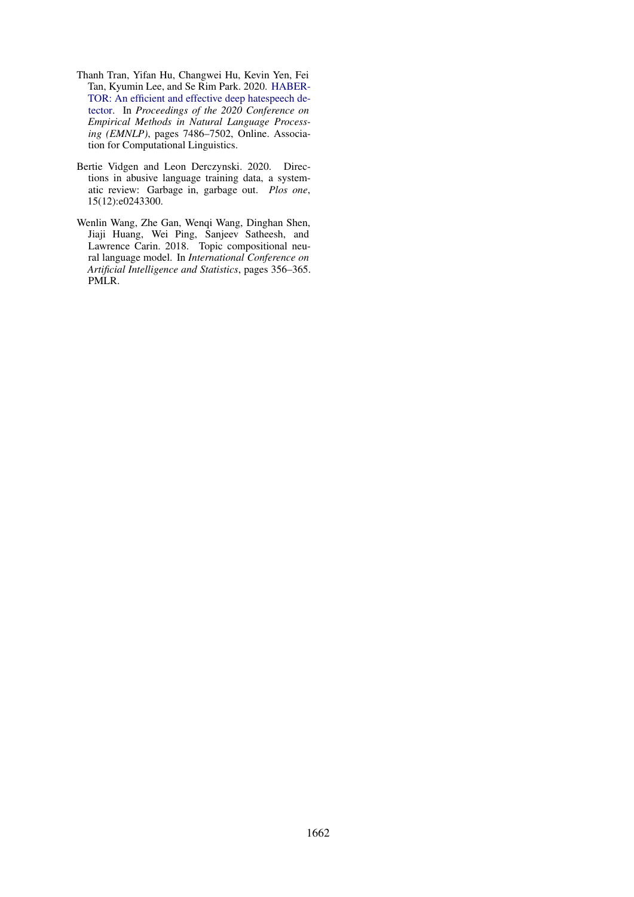Thanh Tran, Yifan Hu, Changwei Hu, Kevin Yen, Fei Tan, Kyumin Lee, and Se Rim Park. 2020. HABERTOR: An efficient and effective deep hatespeech detector. In *Proceedings of the 2020 Conference on Empirical Methods in Natural Language Processing (EMNLP)*, pages 7486–7502, Online. Association for Computational Linguistics.

Bertie Vidgen and Leon Derczynski. 2020. Directions in abusive language training data, a systematic review: Garbage in, garbage out. *Plos one*, 15(12):e0243300.

Wenlin Wang, Zhe Gan, Wenqi Wang, Dinghan Shen, Jiaji Huang, Wei Ping, Sanjeev Satheesh, and Lawrence Carin. 2018. Topic compositional neural language model. In *International Conference on Artificial Intelligence and Statistics*, pages 356–365. PMLR.